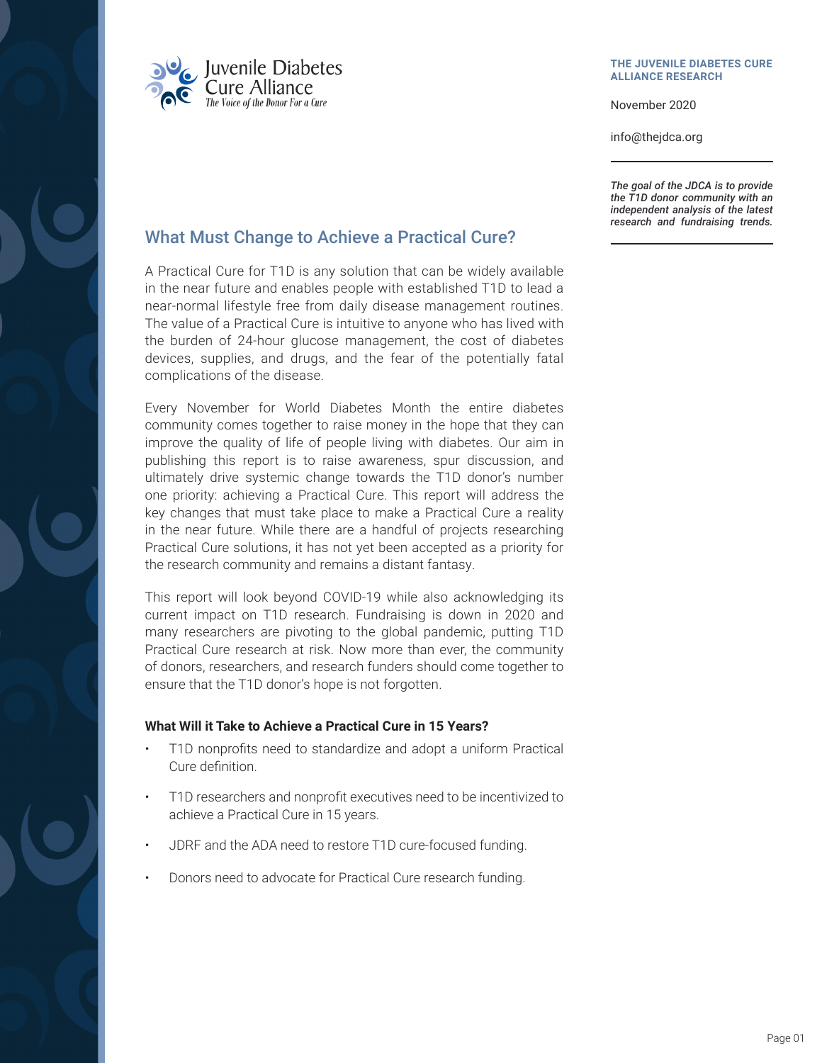Juvenile Diabetes Cure Alliance
*The Voice of the Donor For a Cure*

**THE JUVENILE DIABETES CURE ALLIANCE RESEARCH**

November 2020

info@thejdca.org

***The goal of the JDCA is to provide the T1D donor community with an independent analysis of the latest research and fundraising trends.***

## What Must Change to Achieve a Practical Cure?

A Practical Cure for T1D is any solution that can be widely available in the near future and enables people with established T1D to lead a near-normal lifestyle free from daily disease management routines. The value of a Practical Cure is intuitive to anyone who has lived with the burden of 24-hour glucose management, the cost of diabetes devices, supplies, and drugs, and the fear of the potentially fatal complications of the disease.

Every November for World Diabetes Month the entire diabetes community comes together to raise money in the hope that they can improve the quality of life of people living with diabetes. Our aim in publishing this report is to raise awareness, spur discussion, and ultimately drive systemic change towards the T1D donor's number one priority: achieving a Practical Cure. This report will address the key changes that must take place to make a Practical Cure a reality in the near future. While there are a handful of projects researching Practical Cure solutions, it has not yet been accepted as a priority for the research community and remains a distant fantasy.

This report will look beyond COVID-19 while also acknowledging its current impact on T1D research. Fundraising is down in 2020 and many researchers are pivoting to the global pandemic, putting T1D Practical Cure research at risk. Now more than ever, the community of donors, researchers, and research funders should come together to ensure that the T1D donor's hope is not forgotten.

**What Will it Take to Achieve a Practical Cure in 15 Years?**

- T1D nonprofits need to standardize and adopt a uniform Practical Cure definition.
- T1D researchers and nonprofit executives need to be incentivized to achieve a Practical Cure in 15 years.
- JDRF and the ADA need to restore T1D cure-focused funding.
- Donors need to advocate for Practical Cure research funding.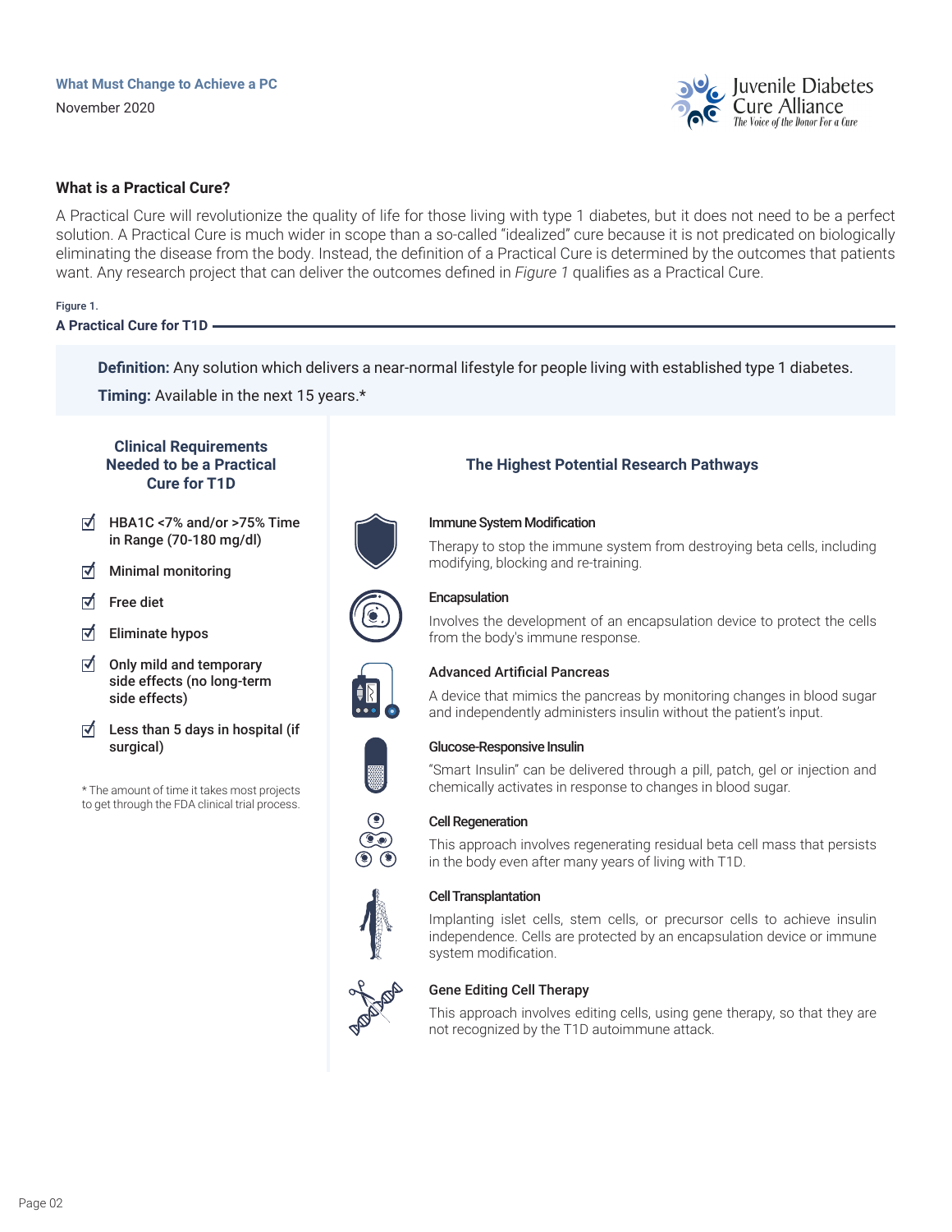## What is a Practical Cure?

A Practical Cure will revolutionize the quality of life for those living with type 1 diabetes, but it does not need to be a perfect solution. A Practical Cure is much wider in scope than a so-called "idealized" cure because it is not predicated on biologically eliminating the disease from the body. Instead, the definition of a Practical Cure is determined by the outcomes that patients want. Any research project that can deliver the outcomes defined in *Figure 1* qualifies as a Practical Cure.

Figure 1.

**A Practical Cure for T1D**

**Definition:** Any solution which delivers a near-normal lifestyle for people living with established type 1 diabetes.

**Timing:** Available in the next 15 years.*

### Clinical Requirements Needed to be a Practical Cure for T1D

- ☑ HBA1C <7% and/or >75% Time in Range (70-180 mg/dl)
- ☑ Minimal monitoring
- ☑ Free diet
- ☑ Eliminate hypos
- ☑ Only mild and temporary side effects (no long-term side effects)
- ☑ Less than 5 days in hospital (if surgical)

\* The amount of time it takes most projects to get through the FDA clinical trial process.

### The Highest Potential Research Pathways

**Immune System Modification**

Therapy to stop the immune system from destroying beta cells, including modifying, blocking and re-training.

**Encapsulation**

Involves the development of an encapsulation device to protect the cells from the body's immune response.

**Advanced Artificial Pancreas**

A device that mimics the pancreas by monitoring changes in blood sugar and independently administers insulin without the patient's input.

**Glucose-Responsive Insulin**

"Smart Insulin" can be delivered through a pill, patch, gel or injection and chemically activates in response to changes in blood sugar.

**Cell Regeneration**

This approach involves regenerating residual beta cell mass that persists in the body even after many years of living with T1D.

**Cell Transplantation**

Implanting islet cells, stem cells, or precursor cells to achieve insulin independence. Cells are protected by an encapsulation device or immune system modification.

**Gene Editing Cell Therapy**

This approach involves editing cells, using gene therapy, so that they are not recognized by the T1D autoimmune attack.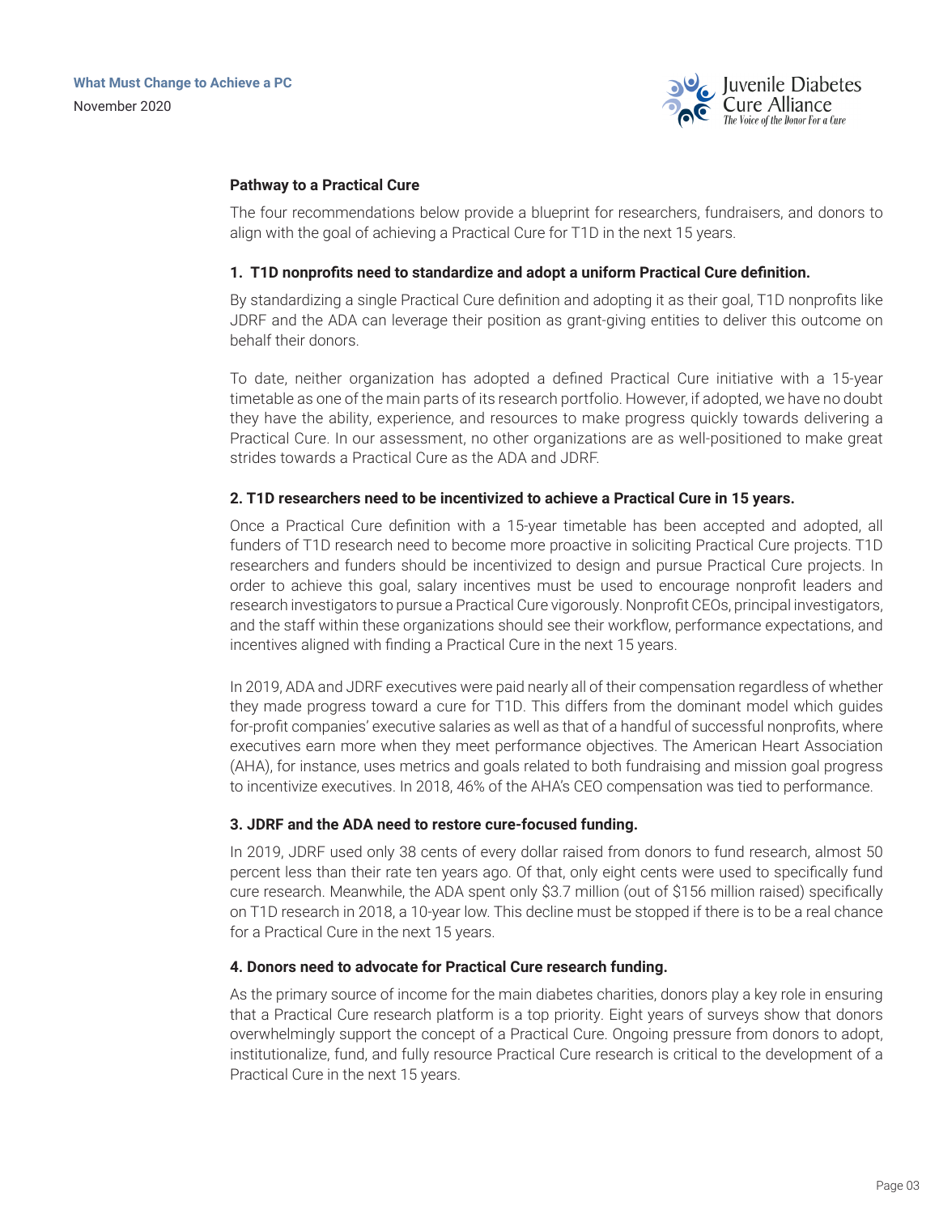## Pathway to a Practical Cure

The four recommendations below provide a blueprint for researchers, fundraisers, and donors to align with the goal of achieving a Practical Cure for T1D in the next 15 years.

### 1. T1D nonprofits need to standardize and adopt a uniform Practical Cure definition.

By standardizing a single Practical Cure definition and adopting it as their goal, T1D nonprofits like JDRF and the ADA can leverage their position as grant-giving entities to deliver this outcome on behalf their donors.

To date, neither organization has adopted a defined Practical Cure initiative with a 15-year timetable as one of the main parts of its research portfolio. However, if adopted, we have no doubt they have the ability, experience, and resources to make progress quickly towards delivering a Practical Cure. In our assessment, no other organizations are as well-positioned to make great strides towards a Practical Cure as the ADA and JDRF.

### 2. T1D researchers need to be incentivized to achieve a Practical Cure in 15 years.

Once a Practical Cure definition with a 15-year timetable has been accepted and adopted, all funders of T1D research need to become more proactive in soliciting Practical Cure projects. T1D researchers and funders should be incentivized to design and pursue Practical Cure projects. In order to achieve this goal, salary incentives must be used to encourage nonprofit leaders and research investigators to pursue a Practical Cure vigorously. Nonprofit CEOs, principal investigators, and the staff within these organizations should see their workflow, performance expectations, and incentives aligned with finding a Practical Cure in the next 15 years.

In 2019, ADA and JDRF executives were paid nearly all of their compensation regardless of whether they made progress toward a cure for T1D. This differs from the dominant model which guides for-profit companies' executive salaries as well as that of a handful of successful nonprofits, where executives earn more when they meet performance objectives. The American Heart Association (AHA), for instance, uses metrics and goals related to both fundraising and mission goal progress to incentivize executives. In 2018, 46% of the AHA's CEO compensation was tied to performance.

### 3. JDRF and the ADA need to restore cure-focused funding.

In 2019, JDRF used only 38 cents of every dollar raised from donors to fund research, almost 50 percent less than their rate ten years ago. Of that, only eight cents were used to specifically fund cure research. Meanwhile, the ADA spent only $3.7 million (out of $156 million raised) specifically on T1D research in 2018, a 10-year low. This decline must be stopped if there is to be a real chance for a Practical Cure in the next 15 years.

### 4. Donors need to advocate for Practical Cure research funding.

As the primary source of income for the main diabetes charities, donors play a key role in ensuring that a Practical Cure research platform is a top priority. Eight years of surveys show that donors overwhelmingly support the concept of a Practical Cure. Ongoing pressure from donors to adopt, institutionalize, fund, and fully resource Practical Cure research is critical to the development of a Practical Cure in the next 15 years.